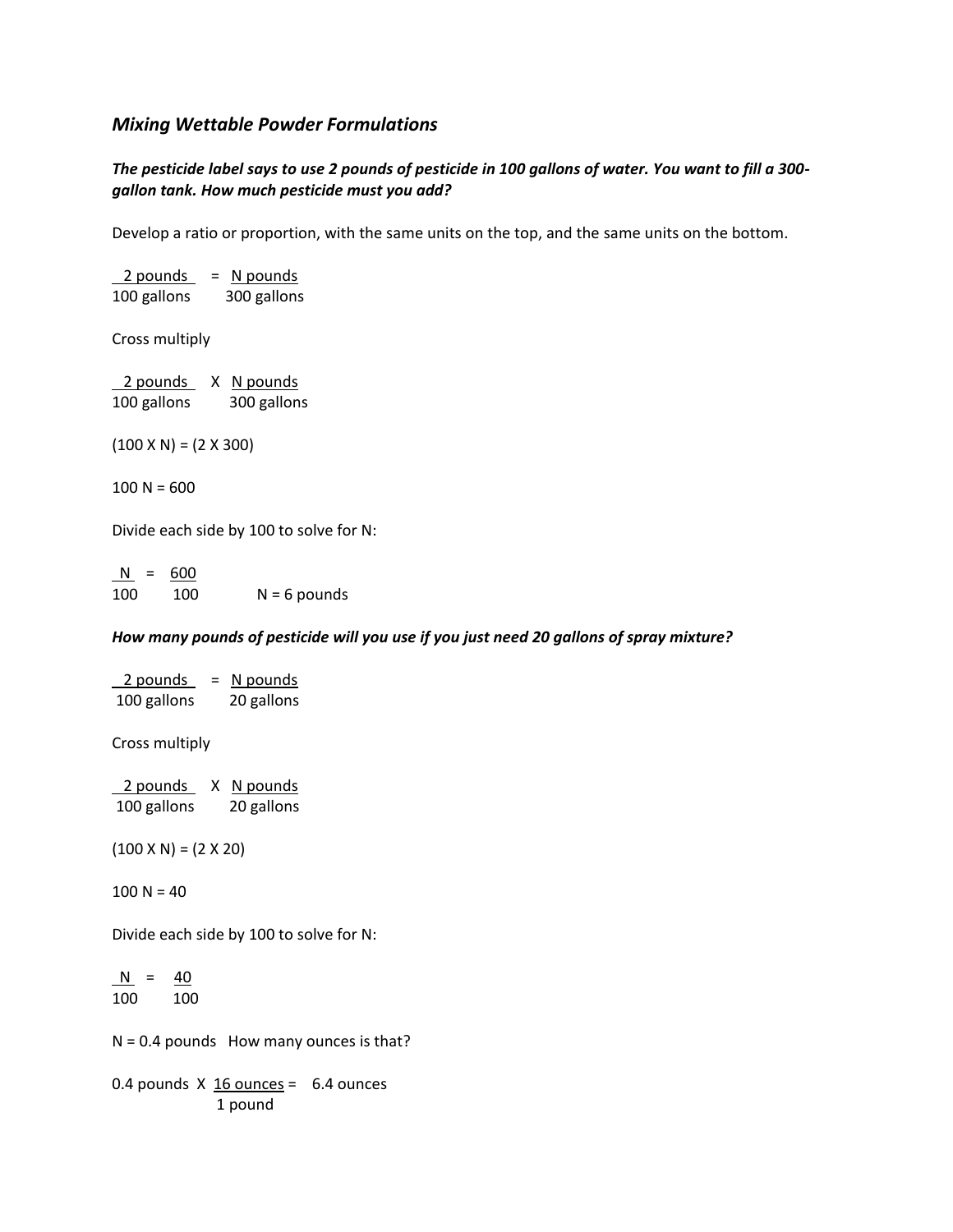## *Mixing Wettable Powder Formulations*

***The pesticide label says to use 2 pounds of pesticide in 100 gallons of water. You want to fill a 300-gallon tank. How much pesticide must you add?***

Develop a ratio or proportion, with the same units on the top, and the same units on the bottom.

$$\frac{2 \text{ pounds}}{100 \text{ gallons}} = \frac{N \text{ pounds}}{300 \text{ gallons}}$$

Cross multiply

$$\frac{2 \text{ pounds}}{100 \text{ gallons}} \quad X \quad \frac{N \text{ pounds}}{300 \text{ gallons}}$$

(100 X N) = (2 X 300)

100 N = 600

Divide each side by 100 to solve for N:

$$\frac{N}{100} = \frac{600}{100} \qquad N = 6 \text{ pounds}$$

***How many pounds of pesticide will you use if you just need 20 gallons of spray mixture?***

$$\frac{2 \text{ pounds}}{100 \text{ gallons}} = \frac{N \text{ pounds}}{20 \text{ gallons}}$$

Cross multiply

$$\frac{2 \text{ pounds}}{100 \text{ gallons}} \quad X \quad \frac{N \text{ pounds}}{20 \text{ gallons}}$$

(100 X N) = (2 X 20)

100 N = 40

Divide each side by 100 to solve for N:

$$\frac{N}{100} = \frac{40}{100}$$

N = 0.4 pounds   How many ounces is that?

$$0.4 \text{ pounds} \ X \ \frac{16 \text{ ounces}}{1 \text{ pound}} = 6.4 \text{ ounces}$$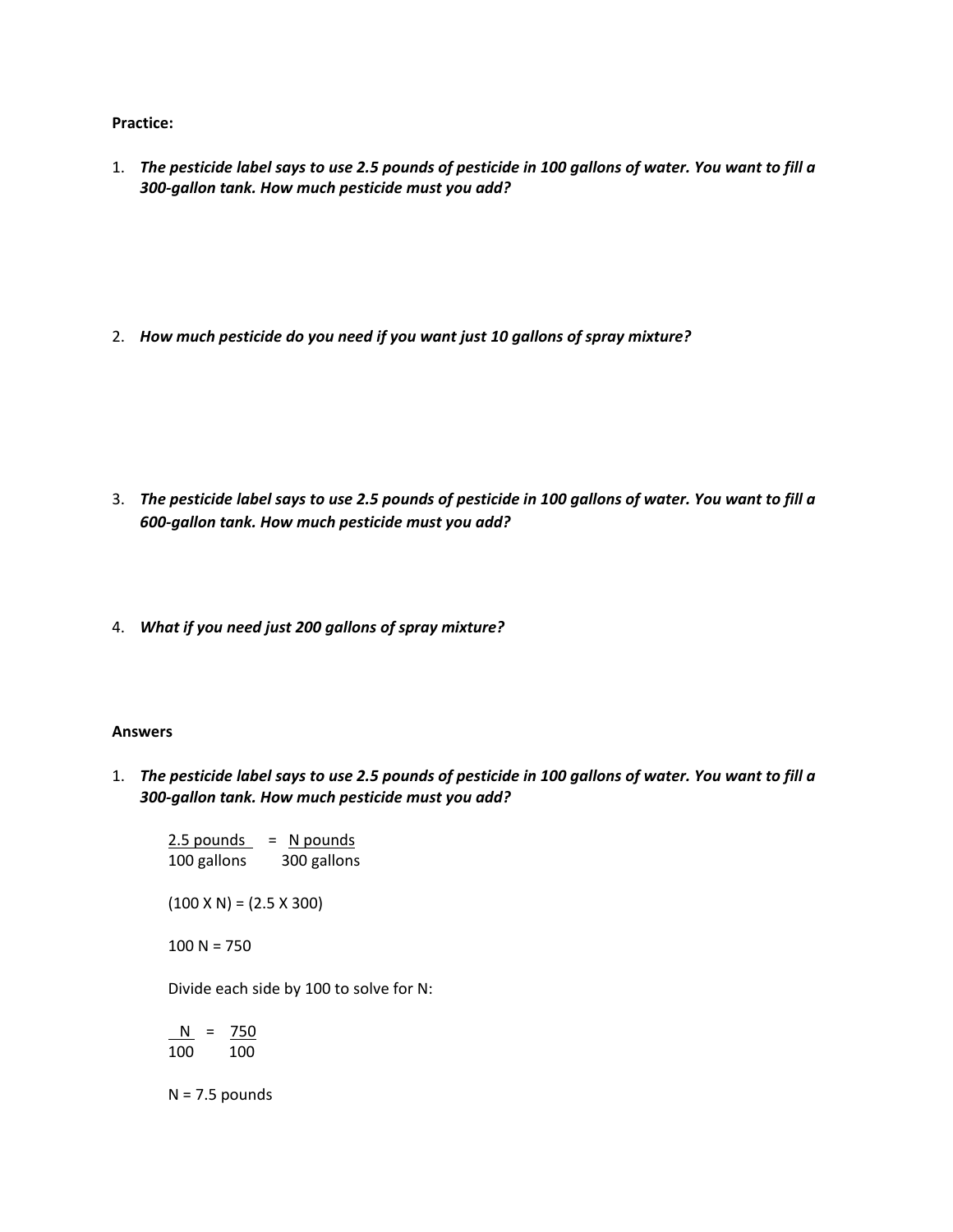**Practice:**

1. ***The pesticide label says to use 2.5 pounds of pesticide in 100 gallons of water. You want to fill a 300-gallon tank. How much pesticide must you add?***

2. ***How much pesticide do you need if you want just 10 gallons of spray mixture?***

3. ***The pesticide label says to use 2.5 pounds of pesticide in 100 gallons of water. You want to fill a 600-gallon tank. How much pesticide must you add?***

4. ***What if you need just 200 gallons of spray mixture?***

**Answers**

1. ***The pesticide label says to use 2.5 pounds of pesticide in 100 gallons of water. You want to fill a 300-gallon tank. How much pesticide must you add?***

   $$\frac{2.5 \text{ pounds}}{100 \text{ gallons}} = \frac{N \text{ pounds}}{300 \text{ gallons}}$$

   $(100 \text{ X } N) = (2.5 \text{ X } 300)$

   $100\ N = 750$

   Divide each side by 100 to solve for N:

   $$\frac{N}{100} = \frac{750}{100}$$

   $N = 7.5$ pounds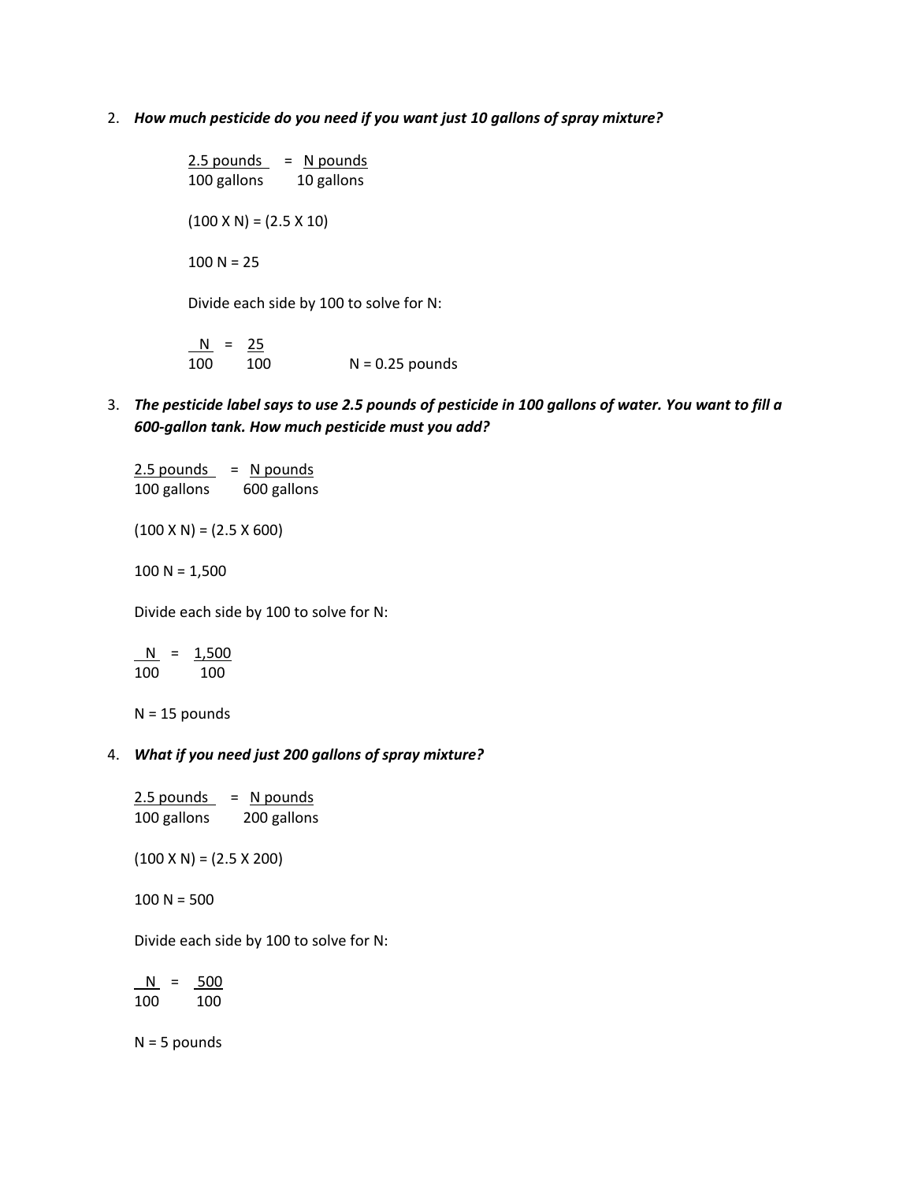2. ***How much pesticide do you need if you want just 10 gallons of spray mixture?***

$$\frac{2.5 \text{ pounds}}{100 \text{ gallons}} = \frac{N \text{ pounds}}{10 \text{ gallons}}$$

$(100 \times N) = (2.5 \times 10)$

$100 N = 25$

Divide each side by 100 to solve for N:

$$\frac{N}{100} = \frac{25}{100} \qquad N = 0.25 \text{ pounds}$$

3. ***The pesticide label says to use 2.5 pounds of pesticide in 100 gallons of water. You want to fill a 600-gallon tank. How much pesticide must you add?***

$$\frac{2.5 \text{ pounds}}{100 \text{ gallons}} = \frac{N \text{ pounds}}{600 \text{ gallons}}$$

$(100 \times N) = (2.5 \times 600)$

$100 N = 1{,}500$

Divide each side by 100 to solve for N:

$$\frac{N}{100} = \frac{1{,}500}{100}$$

$N = 15$ pounds

4. ***What if you need just 200 gallons of spray mixture?***

$$\frac{2.5 \text{ pounds}}{100 \text{ gallons}} = \frac{N \text{ pounds}}{200 \text{ gallons}}$$

$(100 \times N) = (2.5 \times 200)$

$100 N = 500$

Divide each side by 100 to solve for N:

$$\frac{N}{100} = \frac{500}{100}$$

$N = 5$ pounds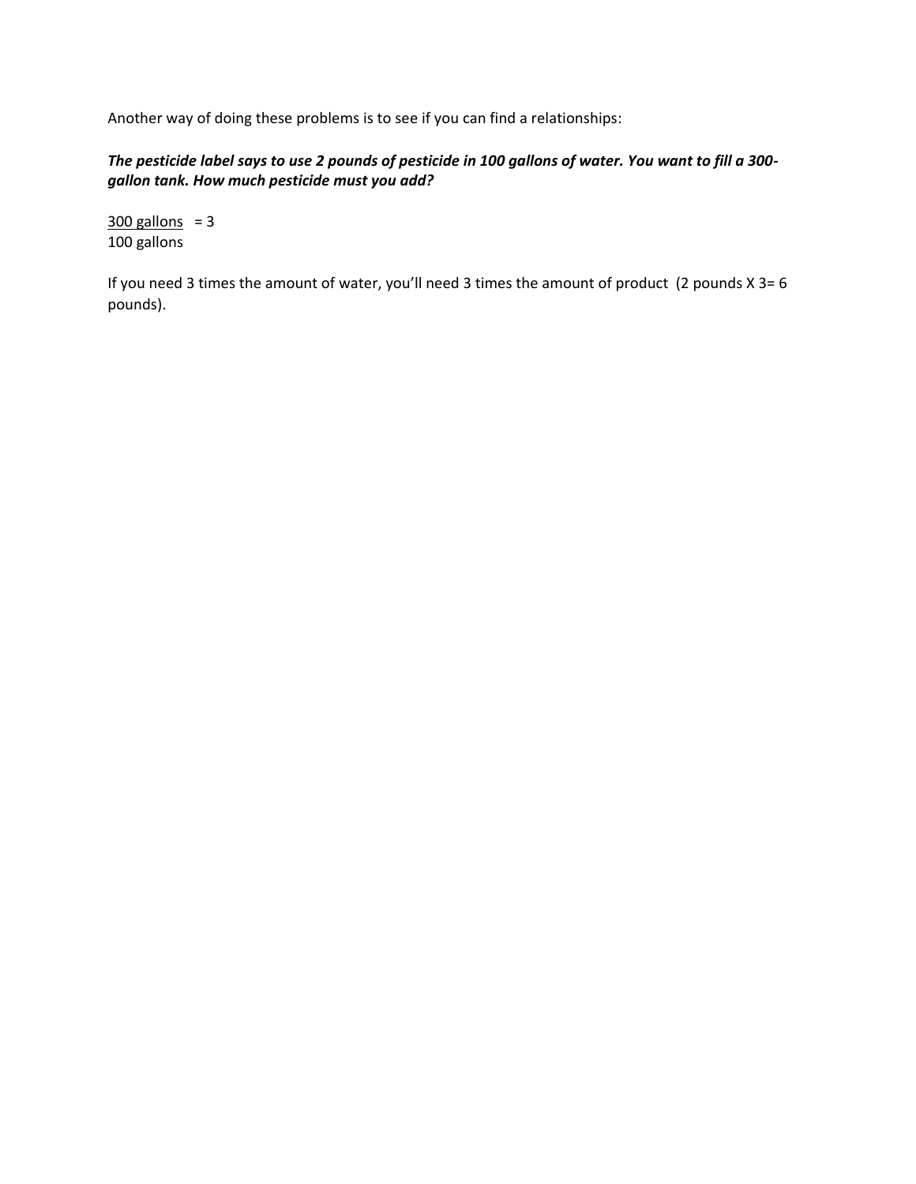Another way of doing these problems is to see if you can find a relationships:

***The pesticide label says to use 2 pounds of pesticide in 100 gallons of water. You want to fill a 300-gallon tank. How much pesticide must you add?***

$$\frac{300 \text{ gallons}}{100 \text{ gallons}} = 3$$

If you need 3 times the amount of water, you'll need 3 times the amount of product (2 pounds X 3= 6 pounds).